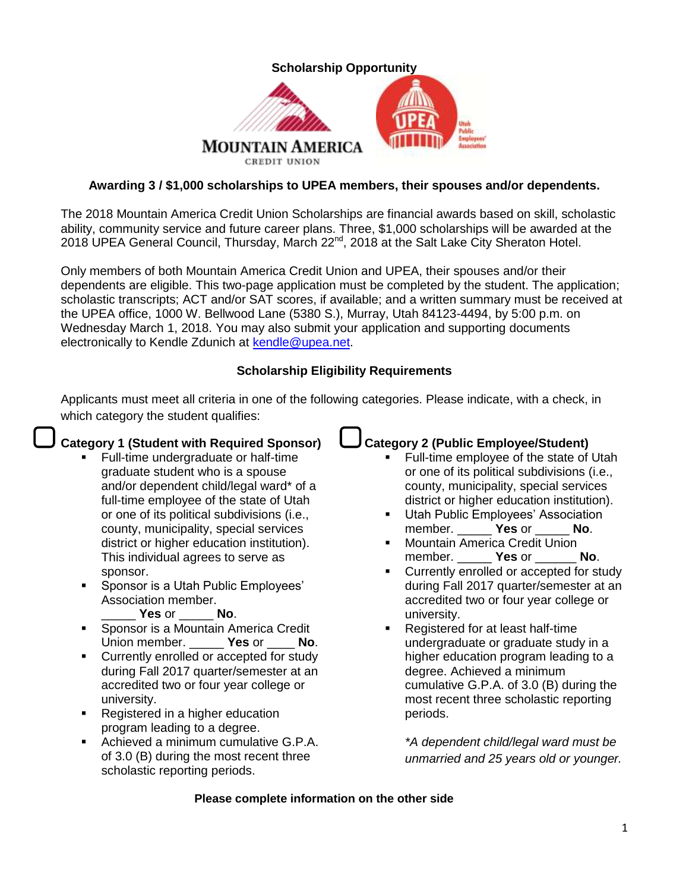**Scholarship Opportunity**

MOUNTAIN AMERICA CREDIT UNION

UPEA Utah Public Employees' Association

**Awarding 3 / $1,000 scholarships to UPEA members, their spouses and/or dependents.**

The 2018 Mountain America Credit Union Scholarships are financial awards based on skill, scholastic ability, community service and future career plans. Three, $1,000 scholarships will be awarded at the 2018 UPEA General Council, Thursday, March 22nd, 2018 at the Salt Lake City Sheraton Hotel.

Only members of both Mountain America Credit Union and UPEA, their spouses and/or their dependents are eligible. This two-page application must be completed by the student. The application; scholastic transcripts; ACT and/or SAT scores, if available; and a written summary must be received at the UPEA office, 1000 W. Bellwood Lane (5380 S.), Murray, Utah 84123-4494, by 5:00 p.m. on Wednesday March 1, 2018. You may also submit your application and supporting documents electronically to Kendle Zdunich at kendle@upea.net.

**Scholarship Eligibility Requirements**

Applicants must meet all criteria in one of the following categories. Please indicate, with a check, in which category the student qualifies:

☐ **Category 1 (Student with Required Sponsor)**

- Full-time undergraduate or half-time graduate student who is a spouse and/or dependent child/legal ward* of a full-time employee of the state of Utah or one of its political subdivisions (i.e., county, municipality, special services district or higher education institution). This individual agrees to serve as sponsor.
- Sponsor is a Utah Public Employees' Association member. _____ **Yes** or _____ **No**.
- Sponsor is a Mountain America Credit Union member. _____ **Yes** or ____ **No**.
- Currently enrolled or accepted for study during Fall 2017 quarter/semester at an accredited two or four year college or university.
- Registered in a higher education program leading to a degree.
- Achieved a minimum cumulative G.P.A. of 3.0 (B) during the most recent three scholastic reporting periods.

☐ **Category 2 (Public Employee/Student)**

- Full-time employee of the state of Utah or one of its political subdivisions (i.e., county, municipality, special services district or higher education institution).
- Utah Public Employees' Association member. _____ **Yes** or _____ **No**.
- Mountain America Credit Union member. _____ **Yes** or ______ **No**.
- Currently enrolled or accepted for study during Fall 2017 quarter/semester at an accredited two or four year college or university.
- Registered for at least half-time undergraduate or graduate study in a higher education program leading to a degree. Achieved a minimum cumulative G.P.A. of 3.0 (B) during the most recent three scholastic reporting periods.

*\*A dependent child/legal ward must be unmarried and 25 years old or younger.*

**Please complete information on the other side**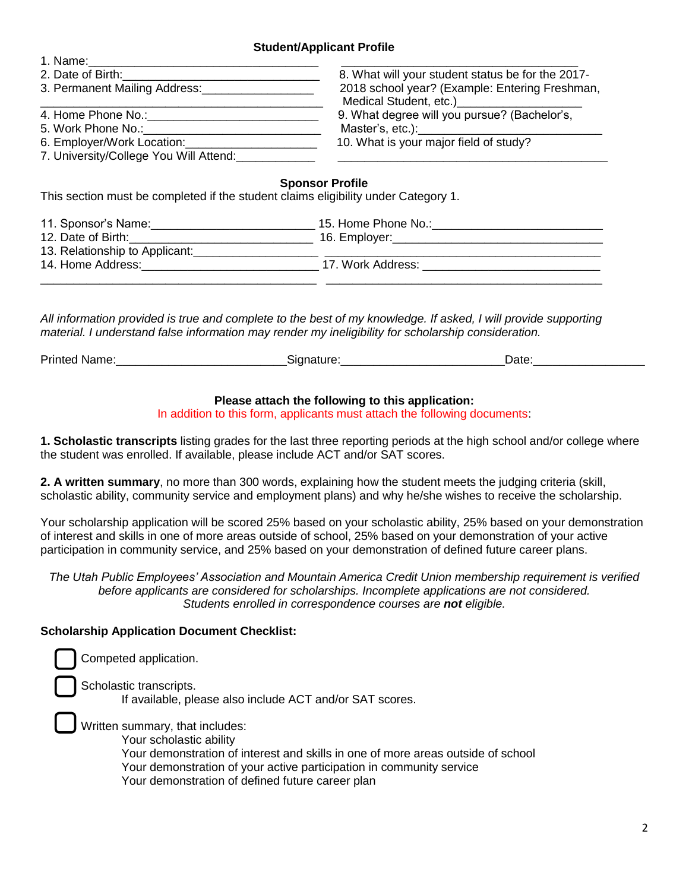## Student/Applicant Profile

1. Name:\_\_\_\_\_\_\_\_\_\_\_\_\_\_\_\_\_\_\_\_\_\_\_\_\_\_\_\_\_\_\_\_\_\_\_
2. Date of Birth:\_\_\_\_\_\_\_\_\_\_\_\_\_\_\_\_\_\_\_\_\_\_\_\_\_\_\_\_\_\_
3. Permanent Mailing Address:\_\_\_\_\_\_\_\_\_\_\_\_\_\_\_\_\_
\_\_\_\_\_\_\_\_\_\_\_\_\_\_\_\_\_\_\_\_\_\_\_\_\_\_\_\_\_\_\_\_\_\_\_\_\_\_\_\_\_\_\_
4. Home Phone No.:\_\_\_\_\_\_\_\_\_\_\_\_\_\_\_\_\_\_\_\_\_\_\_\_\_\_\_
5. Work Phone No.:\_\_\_\_\_\_\_\_\_\_\_\_\_\_\_\_\_\_\_\_\_\_\_\_\_\_\_\_
6. Employer/Work Location:\_\_\_\_\_\_\_\_\_\_\_\_\_\_\_\_\_\_\_\_\_
7. University/College You Will Attend:\_\_\_\_\_\_\_\_\_\_\_\_
8. What will your student status be for the 2017-2018 school year? (Example: Entering Freshman, Medical Student, etc.)\_\_\_\_\_\_\_\_\_\_\_\_\_\_\_\_\_\_
9. What degree will you pursue? (Bachelor's, Master's, etc.):\_\_\_\_\_\_\_\_\_\_\_\_\_\_\_\_\_\_\_\_\_\_\_\_\_\_\_\_
10. What is your major field of study?
\_\_\_\_\_\_\_\_\_\_\_\_\_\_\_\_\_\_\_\_\_\_\_\_\_\_\_\_\_\_\_\_\_\_\_\_\_\_\_\_\_\_\_

## Sponsor Profile

This section must be completed if the student claims eligibility under Category 1.

11. Sponsor's Name:\_\_\_\_\_\_\_\_\_\_\_\_\_\_\_\_\_\_\_\_\_\_\_\_
12. Date of Birth:\_\_\_\_\_\_\_\_\_\_\_\_\_\_\_\_\_\_\_\_\_\_\_\_\_\_\_\_
13. Relationship to Applicant:\_\_\_\_\_\_\_\_\_\_\_\_\_\_\_\_\_\_\_
14. Home Address:\_\_\_\_\_\_\_\_\_\_\_\_\_\_\_\_\_\_\_\_\_\_\_\_\_\_\_
\_\_\_\_\_\_\_\_\_\_\_\_\_\_\_\_\_\_\_\_\_\_\_\_\_\_\_\_\_\_\_\_\_\_\_\_\_\_\_\_\_\_\_
15. Home Phone No.:\_\_\_\_\_\_\_\_\_\_\_\_\_\_\_\_\_\_\_\_\_\_\_\_\_\_
16. Employer:\_\_\_\_\_\_\_\_\_\_\_\_\_\_\_\_\_\_\_\_\_\_\_\_\_\_\_\_\_\_\_\_\_
\_\_\_\_\_\_\_\_\_\_\_\_\_\_\_\_\_\_\_\_\_\_\_\_\_\_\_\_\_\_\_\_\_\_\_\_\_\_\_\_\_\_\_
17. Work Address: \_\_\_\_\_\_\_\_\_\_\_\_\_\_\_\_\_\_\_\_\_\_\_\_\_\_\_
\_\_\_\_\_\_\_\_\_\_\_\_\_\_\_\_\_\_\_\_\_\_\_\_\_\_\_\_\_\_\_\_\_\_\_\_\_\_\_\_\_\_\_

*All information provided is true and complete to the best of my knowledge. If asked, I will provide supporting material. I understand false information may render my ineligibility for scholarship consideration.*

Printed Name:\_\_\_\_\_\_\_\_\_\_\_\_\_\_\_\_\_\_\_\_\_\_\_\_\_\_Signature:\_\_\_\_\_\_\_\_\_\_\_\_\_\_\_\_\_\_\_\_\_\_\_\_\_Date:\_\_\_\_\_\_\_\_\_\_\_\_\_\_\_\_\_

**Please attach the following to this application:**

In addition to this form, applicants must attach the following documents:

**1. Scholastic transcripts** listing grades for the last three reporting periods at the high school and/or college where the student was enrolled. If available, please include ACT and/or SAT scores.

**2. A written summary**, no more than 300 words, explaining how the student meets the judging criteria (skill, scholastic ability, community service and employment plans) and why he/she wishes to receive the scholarship.

Your scholarship application will be scored 25% based on your scholastic ability, 25% based on your demonstration of interest and skills in one of more areas outside of school, 25% based on your demonstration of your active participation in community service, and 25% based on your demonstration of defined future career plans.

*The Utah Public Employees' Association and Mountain America Credit Union membership requirement is verified before applicants are considered for scholarships. Incomplete applications are not considered. Students enrolled in correspondence courses are* ***not*** *eligible.*

**Scholarship Application Document Checklist:**

- ☐ Competed application.
- ☐ Scholastic transcripts.
  If available, please also include ACT and/or SAT scores.
- ☐ Written summary, that includes:
  Your scholastic ability
  Your demonstration of interest and skills in one of more areas outside of school
  Your demonstration of your active participation in community service
  Your demonstration of defined future career plan